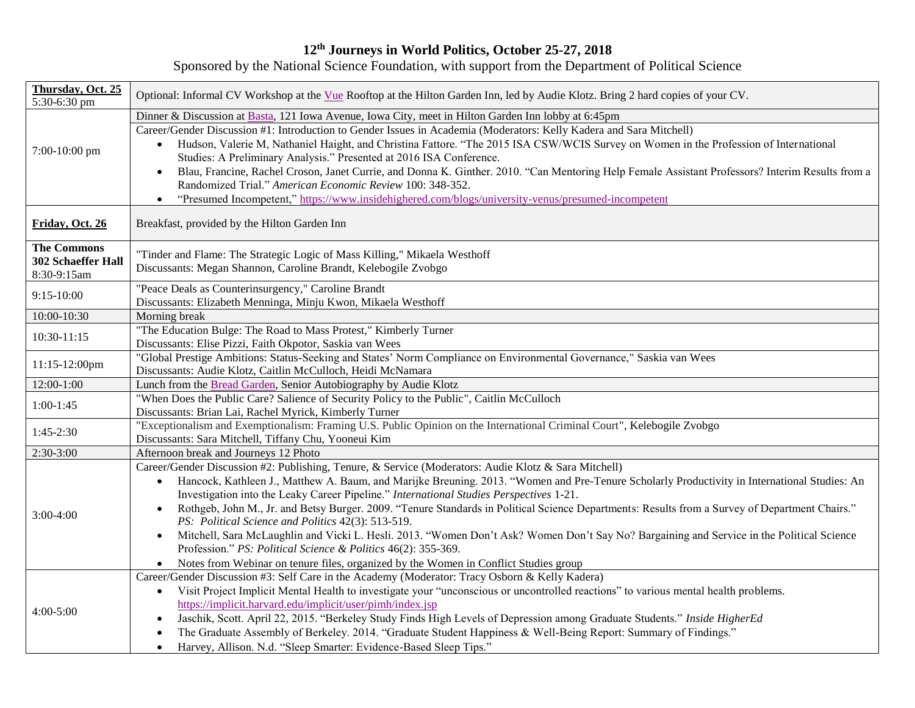# 12th Journeys in World Politics, October 25-27, 2018

Sponsored by the National Science Foundation, with support from the Department of Political Science

| | |
|---|---|
| **Thursday, Oct. 25** 5:30-6:30 pm | Optional: Informal CV Workshop at the Vue Rooftop at the Hilton Garden Inn, led by Audie Klotz. Bring 2 hard copies of your CV. |
| 7:00-10:00 pm | Dinner & Discussion at Basta, 121 Iowa Avenue, Iowa City, meet in Hilton Garden Inn lobby at 6:45pm<br>Career/Gender Discussion #1: Introduction to Gender Issues in Academia (Moderators: Kelly Kadera and Sara Mitchell)<br>• Hudson, Valerie M, Nathaniel Haight, and Christina Fattore. "The 2015 ISA CSW/WCIS Survey on Women in the Profession of International Studies: A Preliminary Analysis." Presented at 2016 ISA Conference.<br>• Blau, Francine, Rachel Croson, Janet Currie, and Donna K. Ginther. 2010. "Can Mentoring Help Female Assistant Professors? Interim Results from a Randomized Trial." *American Economic Review* 100: 348-352.<br>• "Presumed Incompetent," https://www.insidehighered.com/blogs/university-venus/presumed-incompetent |
| **Friday, Oct. 26** | Breakfast, provided by the Hilton Garden Inn |
| **The Commons 302 Schaeffer Hall** 8:30-9:15am | "Tinder and Flame: The Strategic Logic of Mass Killing," Mikaela Westhoff<br>Discussants: Megan Shannon, Caroline Brandt, Kelebogile Zvobgo |
| 9:15-10:00 | "Peace Deals as Counterinsurgency," Caroline Brandt<br>Discussants: Elizabeth Menninga, Minju Kwon, Mikaela Westhoff |
| 10:00-10:30 | Morning break |
| 10:30-11:15 | "The Education Bulge: The Road to Mass Protest," Kimberly Turner<br>Discussants: Elise Pizzi, Faith Okpotor, Saskia van Wees |
| 11:15-12:00pm | "Global Prestige Ambitions: Status-Seeking and States' Norm Compliance on Environmental Governance," Saskia van Wees<br>Discussants: Audie Klotz, Caitlin McCulloch, Heidi McNamara |
| 12:00-1:00 | Lunch from the Bread Garden, Senior Autobiography by Audie Klotz |
| 1:00-1:45 | "When Does the Public Care? Salience of Security Policy to the Public", Caitlin McCulloch<br>Discussants: Brian Lai, Rachel Myrick, Kimberly Turner |
| 1:45-2:30 | "Exceptionalism and Exemptionalism: Framing U.S. Public Opinion on the International Criminal Court", Kelebogile Zvobgo<br>Discussants: Sara Mitchell, Tiffany Chu, Yooneui Kim |
| 2:30-3:00 | Afternoon break and Journeys 12 Photo |
| 3:00-4:00 | Career/Gender Discussion #2: Publishing, Tenure, & Service (Moderators: Audie Klotz & Sara Mitchell)<br>• Hancock, Kathleen J., Matthew A. Baum, and Marijke Breuning. 2013. "Women and Pre-Tenure Scholarly Productivity in International Studies: An Investigation into the Leaky Career Pipeline." *International Studies Perspectives* 1-21.<br>• Rothgeb, John M., Jr. and Betsy Burger. 2009. "Tenure Standards in Political Science Departments: Results from a Survey of Department Chairs." *PS: Political Science and Politics* 42(3): 513-519.<br>• Mitchell, Sara McLaughlin and Vicki L. Hesli. 2013. "Women Don't Ask? Women Don't Say No? Bargaining and Service in the Political Science Profession." *PS: Political Science & Politics* 46(2): 355-369.<br>• Notes from Webinar on tenure files, organized by the Women in Conflict Studies group |
| 4:00-5:00 | Career/Gender Discussion #3: Self Care in the Academy (Moderator: Tracy Osborn & Kelly Kadera)<br>• Visit Project Implicit Mental Health to investigate your "unconscious or uncontrolled reactions" to various mental health problems. https://implicit.harvard.edu/implicit/user/pimh/index.jsp<br>• Jaschik, Scott. April 22, 2015. "Berkeley Study Finds High Levels of Depression among Graduate Students." *Inside HigherEd*<br>• The Graduate Assembly of Berkeley. 2014. "Graduate Student Happiness & Well-Being Report: Summary of Findings."<br>• Harvey, Allison. N.d. "Sleep Smarter: Evidence-Based Sleep Tips." |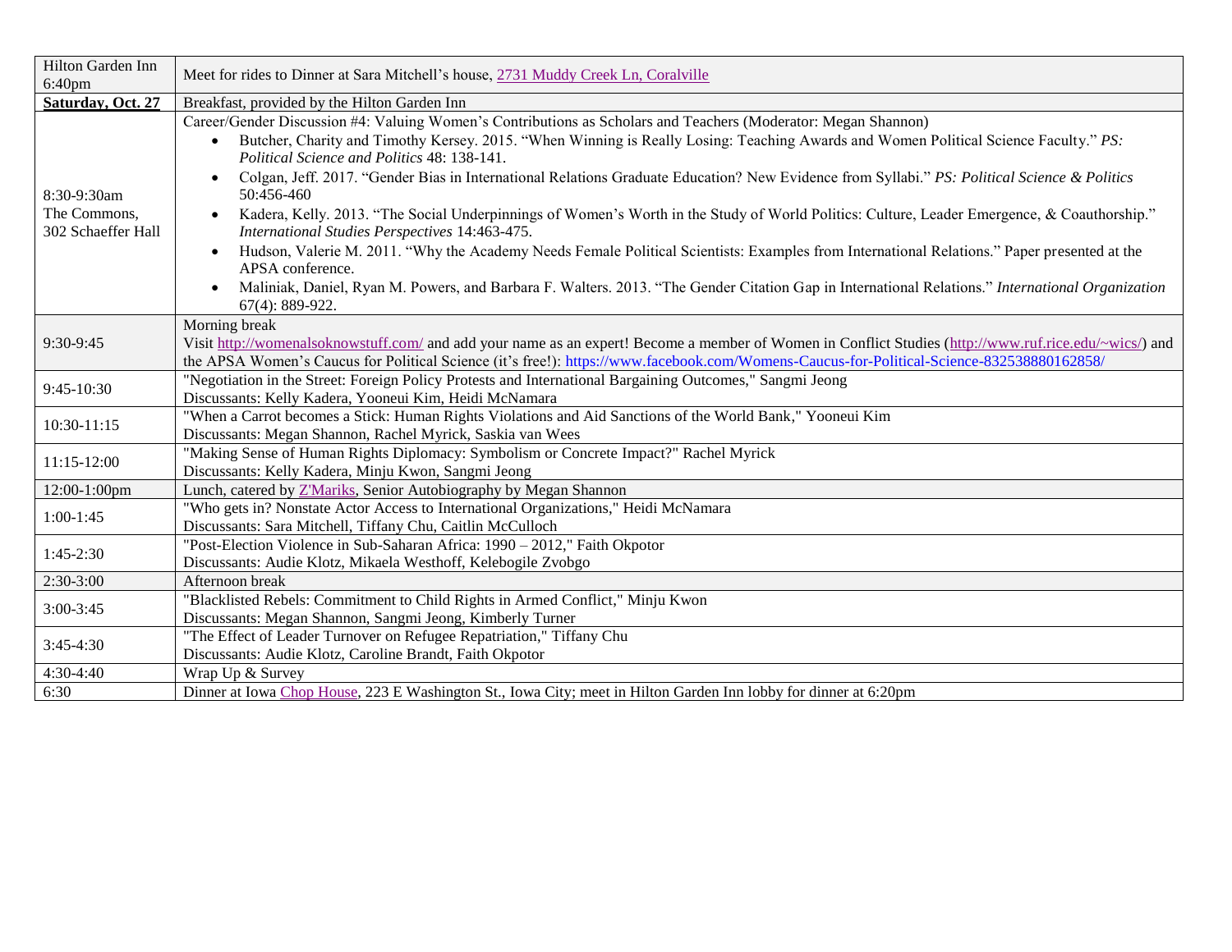| Hilton Garden Inn 6:40pm | Meet for rides to Dinner at Sara Mitchell's house, 2731 Muddy Creek Ln, Coralville |
|---|---|
| **Saturday, Oct. 27** | Breakfast, provided by the Hilton Garden Inn |
| 8:30-9:30am The Commons, 302 Schaeffer Hall | Career/Gender Discussion #4: Valuing Women's Contributions as Scholars and Teachers (Moderator: Megan Shannon)<br>• Butcher, Charity and Timothy Kersey. 2015. "When Winning is Really Losing: Teaching Awards and Women Political Science Faculty." *PS: Political Science and Politics* 48: 138-141.<br>• Colgan, Jeff. 2017. "Gender Bias in International Relations Graduate Education? New Evidence from Syllabi." *PS: Political Science & Politics* 50:456-460<br>• Kadera, Kelly. 2013. "The Social Underpinnings of Women's Worth in the Study of World Politics: Culture, Leader Emergence, & Coauthorship." *International Studies Perspectives* 14:463-475.<br>• Hudson, Valerie M. 2011. "Why the Academy Needs Female Political Scientists: Examples from International Relations." Paper presented at the APSA conference.<br>• Maliniak, Daniel, Ryan M. Powers, and Barbara F. Walters. 2013. "The Gender Citation Gap in International Relations." *International Organization* 67(4): 889-922. |
| 9:30-9:45 | Morning break<br>Visit http://womenalsoknowstuff.com/ and add your name as an expert! Become a member of Women in Conflict Studies (http://www.ruf.rice.edu/~wics/) and the APSA Women's Caucus for Political Science (it's free!): https://www.facebook.com/Womens-Caucus-for-Political-Science-832538880162858/ |
| 9:45-10:30 | "Negotiation in the Street: Foreign Policy Protests and International Bargaining Outcomes," Sangmi Jeong<br>Discussants: Kelly Kadera, Yooneui Kim, Heidi McNamara |
| 10:30-11:15 | "When a Carrot becomes a Stick: Human Rights Violations and Aid Sanctions of the World Bank," Yooneui Kim<br>Discussants: Megan Shannon, Rachel Myrick, Saskia van Wees |
| 11:15-12:00 | "Making Sense of Human Rights Diplomacy: Symbolism or Concrete Impact?" Rachel Myrick<br>Discussants: Kelly Kadera, Minju Kwon, Sangmi Jeong |
| 12:00-1:00pm | Lunch, catered by Z'Mariks, Senior Autobiography by Megan Shannon |
| 1:00-1:45 | "Who gets in? Nonstate Actor Access to International Organizations," Heidi McNamara<br>Discussants: Sara Mitchell, Tiffany Chu, Caitlin McCulloch |
| 1:45-2:30 | "Post-Election Violence in Sub-Saharan Africa: 1990 – 2012," Faith Okpotor<br>Discussants: Audie Klotz, Mikaela Westhoff, Kelebogile Zvobgo |
| 2:30-3:00 | Afternoon break |
| 3:00-3:45 | "Blacklisted Rebels: Commitment to Child Rights in Armed Conflict," Minju Kwon<br>Discussants: Megan Shannon, Sangmi Jeong, Kimberly Turner |
| 3:45-4:30 | "The Effect of Leader Turnover on Refugee Repatriation," Tiffany Chu<br>Discussants: Audie Klotz, Caroline Brandt, Faith Okpotor |
| 4:30-4:40 | Wrap Up & Survey |
| 6:30 | Dinner at Iowa Chop House, 223 E Washington St., Iowa City; meet in Hilton Garden Inn lobby for dinner at 6:20pm |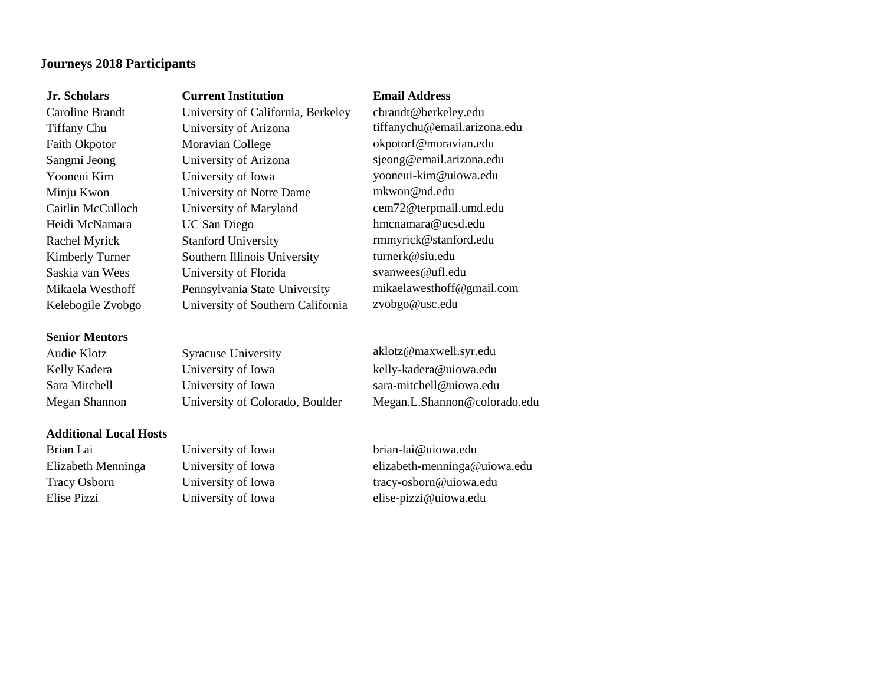## Journeys 2018 Participants

| Jr. Scholars | Current Institution | Email Address |
|---|---|---|
| Caroline Brandt | University of California, Berkeley | cbrandt@berkeley.edu |
| Tiffany Chu | University of Arizona | tiffanychu@email.arizona.edu |
| Faith Okpotor | Moravian College | okpotorf@moravian.edu |
| Sangmi Jeong | University of Arizona | sjeong@email.arizona.edu |
| Yooneui Kim | University of Iowa | yooneui-kim@uiowa.edu |
| Minju Kwon | University of Notre Dame | mkwon@nd.edu |
| Caitlin McCulloch | University of Maryland | cem72@terpmail.umd.edu |
| Heidi McNamara | UC San Diego | hmcnamara@ucsd.edu |
| Rachel Myrick | Stanford University | rmmyrick@stanford.edu |
| Kimberly Turner | Southern Illinois University | turnerk@siu.edu |
| Saskia van Wees | University of Florida | svanwees@ufl.edu |
| Mikaela Westhoff | Pennsylvania State University | mikaelawesthoff@gmail.com |
| Kelebogile Zvobgo | University of Southern California | zvobgo@usc.edu |
| **Senior Mentors** | | |
| Audie Klotz | Syracuse University | aklotz@maxwell.syr.edu |
| Kelly Kadera | University of Iowa | kelly-kadera@uiowa.edu |
| Sara Mitchell | University of Iowa | sara-mitchell@uiowa.edu |
| Megan Shannon | University of Colorado, Boulder | Megan.L.Shannon@colorado.edu |
| **Additional Local Hosts** | | |
| Brian Lai | University of Iowa | brian-lai@uiowa.edu |
| Elizabeth Menninga | University of Iowa | elizabeth-menninga@uiowa.edu |
| Tracy Osborn | University of Iowa | tracy-osborn@uiowa.edu |
| Elise Pizzi | University of Iowa | elise-pizzi@uiowa.edu |